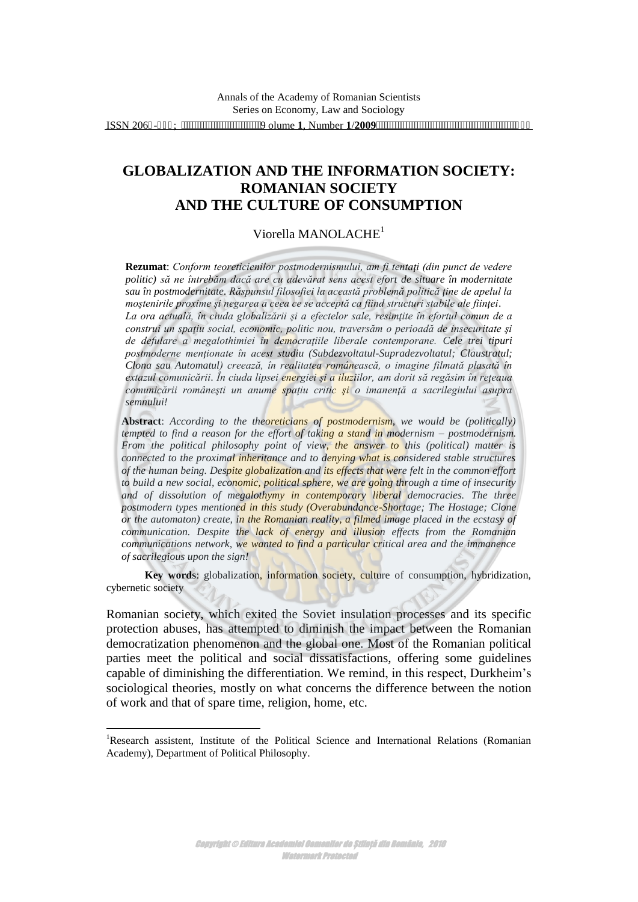# GLOBALIZATION AND THE INFORMATION SOCIETY: ROMANIAN SOCIETY AND THE CULTURE OF CONSUMPTION

Viorella MANOLACHE[1]

**Rezumat**: *Conform teoreticienilor postmodernismului, am fi tentaţi (din punct de vedere politic) să ne întrebăm dacă are cu adevărat sens acest efort de situare în modernitate sau în postmodernitate. Răspunsul filosofiei la această problemă politică ţine de apelul la moştenirile proxime şi negarea a ceea ce se acceptă ca fiind structuri stabile ale fiinţei. La ora actuală, în ciuda globalizării şi a efectelor sale, resimţite în efortul comun de a construi un spaţiu social, economic, politic nou, traversăm o perioadă de insecuritate şi de defulare a megalothimiei în democraţiile liberale contemporane. Cele trei tipuri postmoderne menţionate în acest studiu (Subdezvoltatul-Supradezvoltatul; Claustratul; Clona sau Automatul) creează, în realitatea românească, o imagine filmată plasată în extazul comunicării. În ciuda lipsei energiei şi a iluziilor, am dorit să regăsim în reţeaua comunicării româneşti un anume spaţiu critic şi o imanenţă a sacrilegiului asupra semnului!*

**Abstract**: *According to the theoreticians of postmodernism, we would be (politically) tempted to find a reason for the effort of taking a stand in modernism – postmodernism. From the political philosophy point of view, the answer to this (political) matter is connected to the proximal inheritance and to denying what is considered stable structures of the human being. Despite globalization and its effects that were felt in the common effort to build a new social, economic, political sphere, we are going through a time of insecurity and of dissolution of megalothymy in contemporary liberal democracies. The three postmodern types mentioned in this study (Overabundance-Shortage; The Hostage; Clone or the automaton) create, in the Romanian reality, a filmed image placed in the ecstasy of communication. Despite the lack of energy and illusion effects from the Romanian communications network, we wanted to find a particular critical area and the immanence of sacrilegious upon the sign!*

**Key words**: globalization, information society, culture of consumption, hybridization, cybernetic society

Romanian society, which exited the Soviet insulation processes and its specific protection abuses, has attempted to diminish the impact between the Romanian democratization phenomenon and the global one. Most of the Romanian political parties meet the political and social dissatisfactions, offering some guidelines capable of diminishing the differentiation. We remind, in this respect, Durkheim's sociological theories, mostly on what concerns the difference between the notion of work and that of spare time, religion, home, etc.

[1]Research assistent, Institute of the Political Science and International Relations (Romanian Academy), Department of Political Philosophy.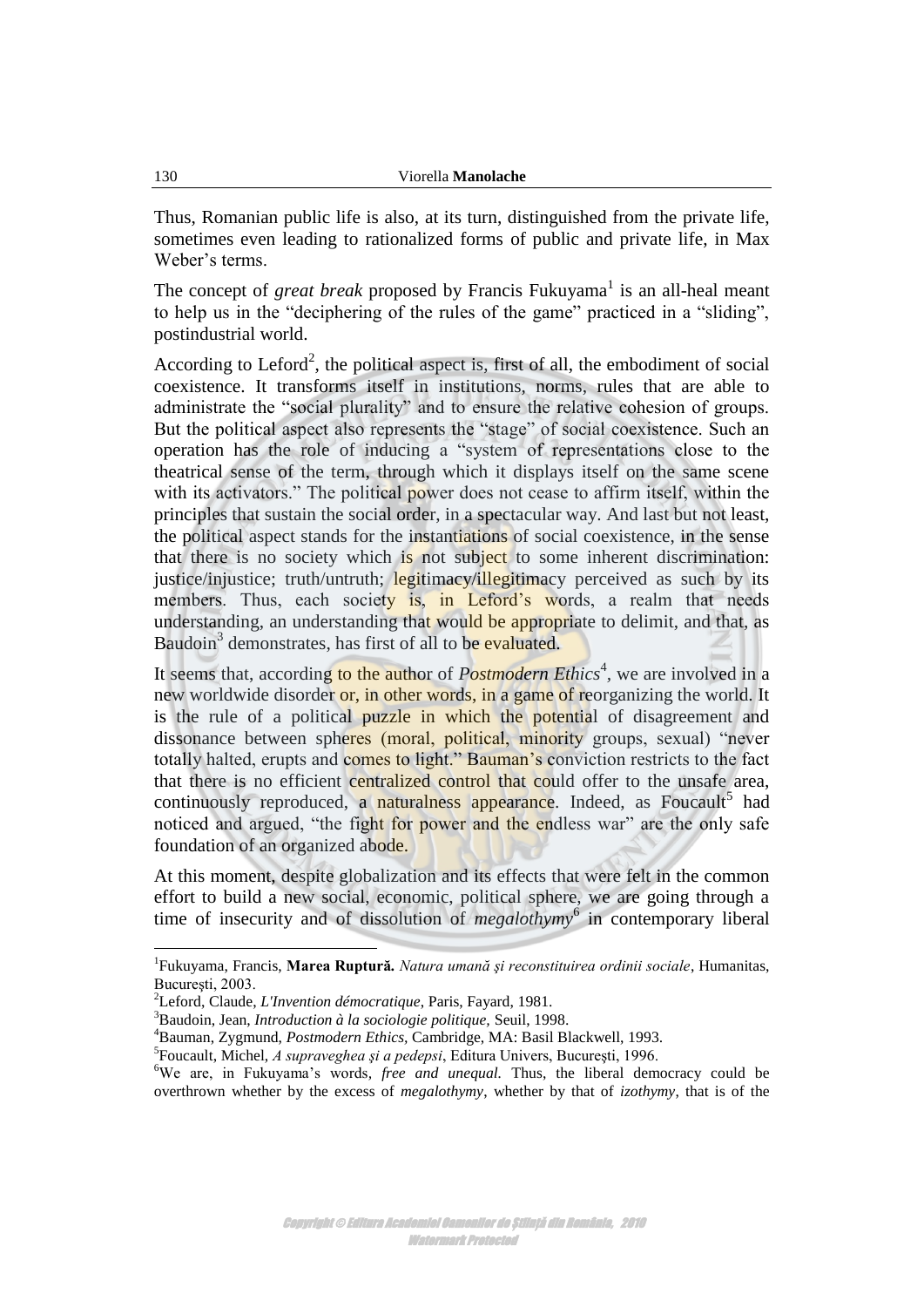Thus, Romanian public life is also, at its turn, distinguished from the private life, sometimes even leading to rationalized forms of public and private life, in Max Weber's terms.

The concept of *great break* proposed by Francis Fukuyama[1] is an all-heal meant to help us in the "deciphering of the rules of the game" practiced in a "sliding", postindustrial world.

According to Leford[2], the political aspect is, first of all, the embodiment of social coexistence. It transforms itself in institutions, norms, rules that are able to administrate the "social plurality" and to ensure the relative cohesion of groups. But the political aspect also represents the "stage" of social coexistence. Such an operation has the role of inducing a "system of representations close to the theatrical sense of the term, through which it displays itself on the same scene with its activators." The political power does not cease to affirm itself, within the principles that sustain the social order, in a spectacular way. And last but not least, the political aspect stands for the instantiations of social coexistence, in the sense that there is no society which is not subject to some inherent discrimination: justice/injustice; truth/untruth; legitimacy/illegitimacy perceived as such by its members. Thus, each society is, in Leford's words, a realm that needs understanding, an understanding that would be appropriate to delimit, and that, as Baudoin[3] demonstrates, has first of all to be evaluated.

It seems that, according to the author of *Postmodern Ethics*[4], we are involved in a new worldwide disorder or, in other words, in a game of reorganizing the world. It is the rule of a political puzzle in which the potential of disagreement and dissonance between spheres (moral, political, minority groups, sexual) "never totally halted, erupts and comes to light." Bauman's conviction restricts to the fact that there is no efficient centralized control that could offer to the unsafe area, continuously reproduced, a naturalness appearance. Indeed, as Foucault[5] had noticed and argued, "the fight for power and the endless war" are the only safe foundation of an organized abode.

At this moment, despite globalization and its effects that were felt in the common effort to build a new social, economic, political sphere, we are going through a time of insecurity and of dissolution of *megalothymy*[6] in contemporary liberal

---

[1] Fukuyama, Francis, **Marea Ruptură.** *Natura umană şi reconstituirea ordinii sociale*, Humanitas, Bucureşti, 2003.

[2] Leford, Claude, *L'Invention démocratique*, Paris, Fayard, 1981.

[3] Baudoin, Jean, *Introduction à la sociologie politique*, Seuil, 1998.

[4] Bauman, Zygmund, *Postmodern Ethics*, Cambridge, MA: Basil Blackwell, 1993.

[5] Foucault, Michel, *A supraveghea şi a pedepsi*, Editura Univers, Bucureşti, 1996.

[6] We are, in Fukuyama's words, *free and unequal*. Thus, the liberal democracy could be overthrown whether by the excess of *megalothymy*, whether by that of *izothymy*, that is of the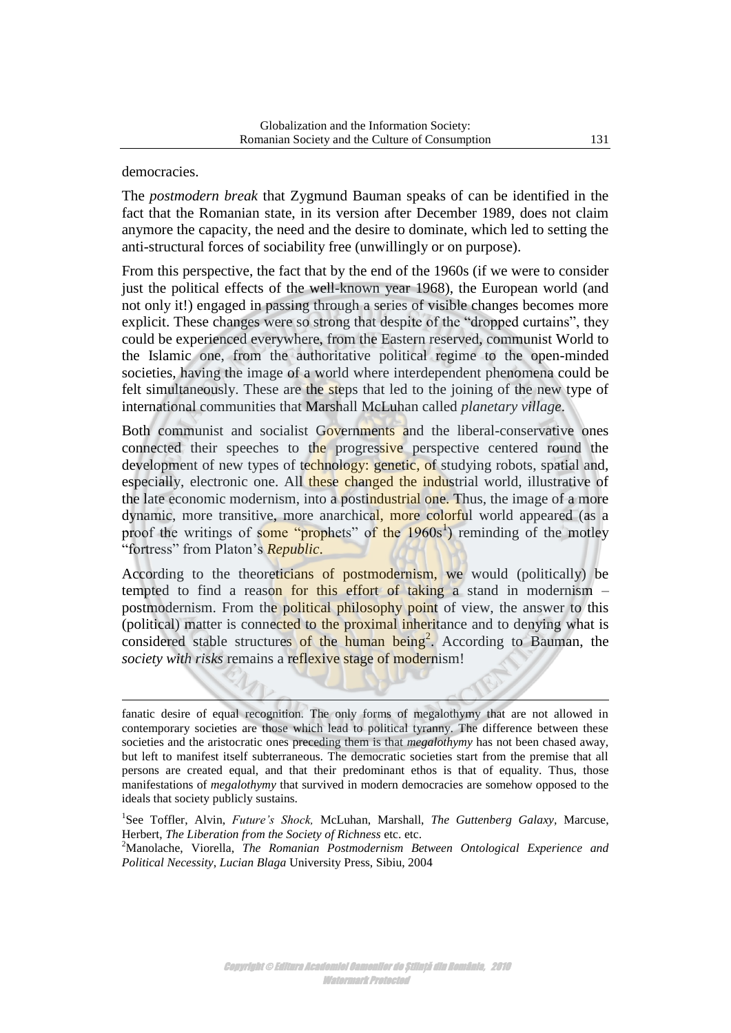democracies.

The *postmodern break* that Zygmund Bauman speaks of can be identified in the fact that the Romanian state, in its version after December 1989, does not claim anymore the capacity, the need and the desire to dominate, which led to setting the anti-structural forces of sociability free (unwillingly or on purpose).

From this perspective, the fact that by the end of the 1960s (if we were to consider just the political effects of the well-known year 1968), the European world (and not only it!) engaged in passing through a series of visible changes becomes more explicit. These changes were so strong that despite of the "dropped curtains", they could be experienced everywhere, from the Eastern reserved, communist World to the Islamic one, from the authoritative political regime to the open-minded societies, having the image of a world where interdependent phenomena could be felt simultaneously. These are the steps that led to the joining of the new type of international communities that Marshall McLuhan called *planetary village*.

Both communist and socialist Governments and the liberal-conservative ones connected their speeches to the progressive perspective centered round the development of new types of technology: genetic, of studying robots, spatial and, especially, electronic one. All these changed the industrial world, illustrative of the late economic modernism, into a postindustrial one. Thus, the image of a more dynamic, more transitive, more anarchical, more colorful world appeared (as a proof the writings of some "prophets" of the 1960s[1]) reminding of the motley "fortress" from Platon's *Republic*.

According to the theoreticians of postmodernism, we would (politically) be tempted to find a reason for this effort of taking a stand in modernism – postmodernism. From the political philosophy point of view, the answer to this (political) matter is connected to the proximal inheritance and to denying what is considered stable structures of the human being[2]. According to Bauman, the *society with risks* remains a reflexive stage of modernism!

---

fanatic desire of equal recognition. The only forms of megalothymy that are not allowed in contemporary societies are those which lead to political tyranny. The difference between these societies and the aristocratic ones preceding them is that *megalothymy* has not been chased away, but left to manifest itself subterraneous. The democratic societies start from the premise that all persons are created equal, and that their predominant ethos is that of equality. Thus, those manifestations of *megalothymy* that survived in modern democracies are somehow opposed to the ideals that society publicly sustains.

[1]See Toffler, Alvin, *Future's Shock,* McLuhan, Marshall, *The Guttenberg Galaxy,* Marcuse, Herbert, *The Liberation from the Society of Richness* etc. etc.

[2]Manolache, Viorella, *The Romanian Postmodernism Between Ontological Experience and Political Necessity*, *Lucian Blaga* University Press, Sibiu, 2004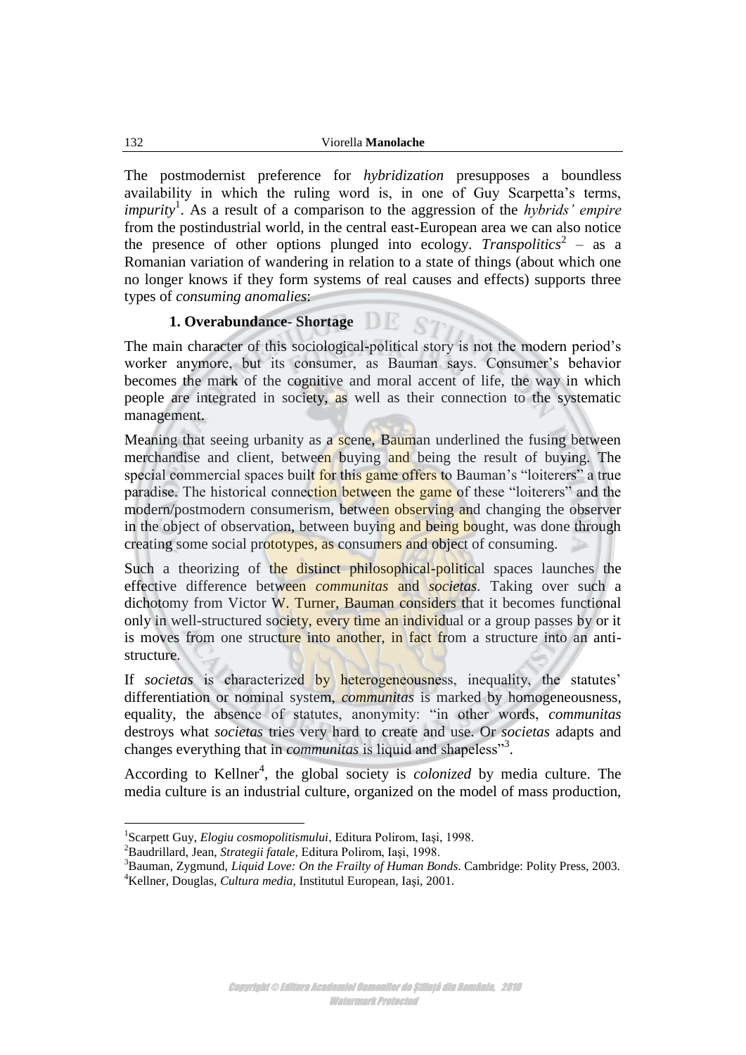The postmodernist preference for *hybridization* presupposes a boundless availability in which the ruling word is, in one of Guy Scarpetta's terms, *impurity*[1]. As a result of a comparison to the aggression of the *hybrids' empire* from the postindustrial world, in the central east-European area we can also notice the presence of other options plunged into ecology. *Transpolitics*[2] – as a Romanian variation of wandering in relation to a state of things (about which one no longer knows if they form systems of real causes and effects) supports three types of *consuming anomalies*:

**1. Overabundance- Shortage**

The main character of this sociological-political story is not the modern period's worker anymore, but its consumer, as Bauman says. Consumer's behavior becomes the mark of the cognitive and moral accent of life, the way in which people are integrated in society, as well as their connection to the systematic management.

Meaning that seeing urbanity as a scene, Bauman underlined the fusing between merchandise and client, between buying and being the result of buying. The special commercial spaces built for this game offers to Bauman's "loiterers" a true paradise. The historical connection between the game of these "loiterers" and the modern/postmodern consumerism, between observing and changing the observer in the object of observation, between buying and being bought, was done through creating some social prototypes, as consumers and object of consuming.

Such a theorizing of the distinct philosophical-political spaces launches the effective difference between *communitas* and *societas*. Taking over such a dichotomy from Victor W. Turner, Bauman considers that it becomes functional only in well-structured society, every time an individual or a group passes by or it is moves from one structure into another, in fact from a structure into an anti-structure.

If *societas* is characterized by heterogeneousness, inequality, the statutes' differentiation or nominal system, *communitas* is marked by homogeneousness, equality, the absence of statutes, anonymity: "in other words, *communitas* destroys what *societas* tries very hard to create and use. Or *societas* adapts and changes everything that in *communitas* is liquid and shapeless"[3].

According to Kellner[4], the global society is *colonized* by media culture. The media culture is an industrial culture, organized on the model of mass production,

---

[1]Scarpett Guy, *Elogiu cosmopolitismului*, Editura Polirom, Iaşi, 1998.

[2]Baudrillard, Jean, *Strategii fatale*, Editura Polirom, Iaşi, 1998.

[3]Bauman, Zygmund, *Liquid Love: On the Frailty of Human Bonds*. Cambridge: Polity Press, 2003.

[4]Kellner, Douglas, *Cultura media*, Institutul European, Iaşi, 2001.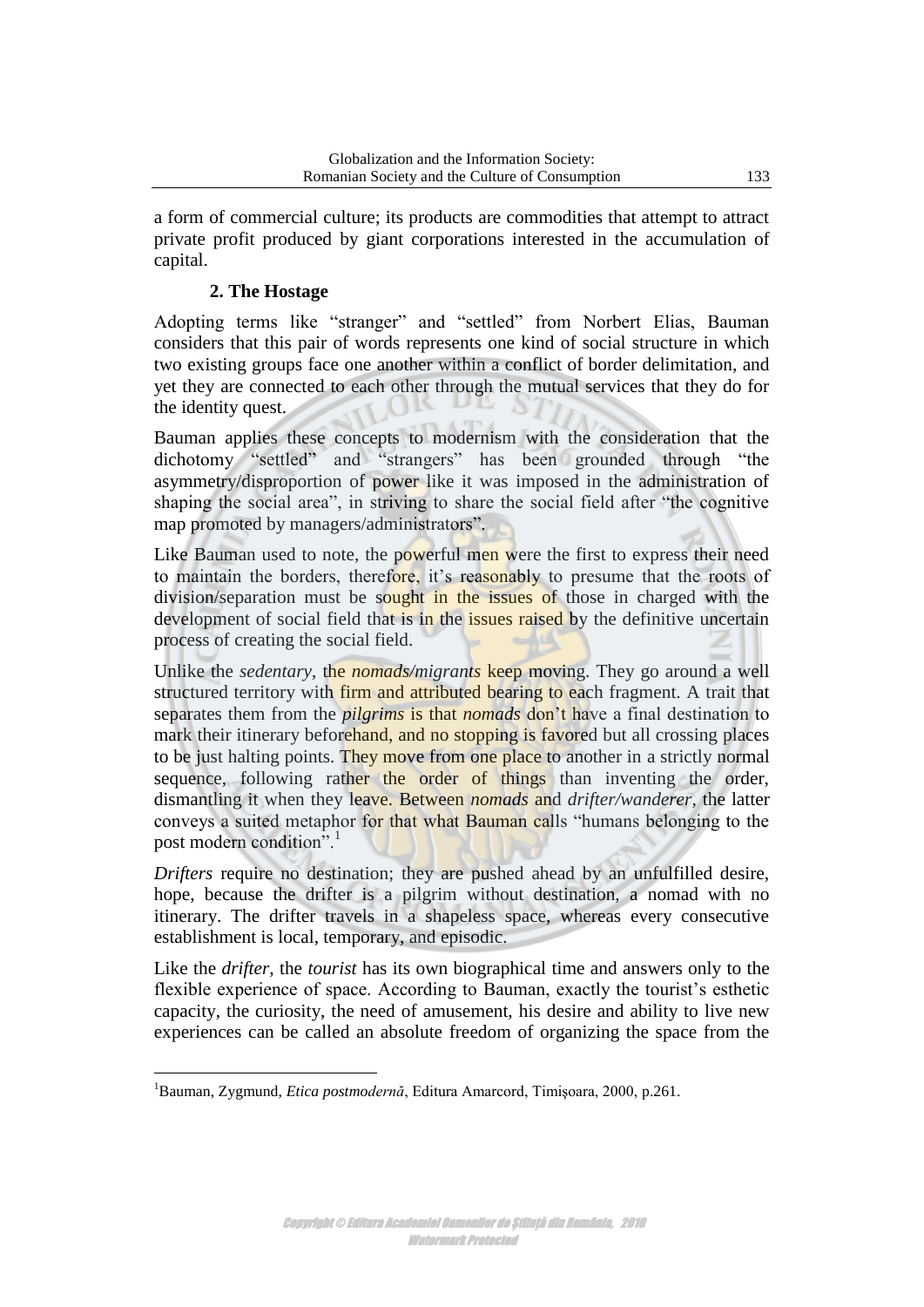a form of commercial culture; its products are commodities that attempt to attract private profit produced by giant corporations interested in the accumulation of capital.

## 2. The Hostage

Adopting terms like "stranger" and "settled" from Norbert Elias, Bauman considers that this pair of words represents one kind of social structure in which two existing groups face one another within a conflict of border delimitation, and yet they are connected to each other through the mutual services that they do for the identity quest.

Bauman applies these concepts to modernism with the consideration that the dichotomy "settled" and "strangers" has been grounded through "the asymmetry/disproportion of power like it was imposed in the administration of shaping the social area", in striving to share the social field after "the cognitive map promoted by managers/administrators".

Like Bauman used to note, the powerful men were the first to express their need to maintain the borders, therefore, it's reasonably to presume that the roots of division/separation must be sought in the issues of those in charged with the development of social field that is in the issues raised by the definitive uncertain process of creating the social field.

Unlike the *sedentary*, the *nomads/migrants* keep moving. They go around a well structured territory with firm and attributed bearing to each fragment. A trait that separates them from the *pilgrims* is that *nomads* don't have a final destination to mark their itinerary beforehand, and no stopping is favored but all crossing places to be just halting points. They move from one place to another in a strictly normal sequence, following rather the order of things than inventing the order, dismantling it when they leave. Between *nomads* and *drifter/wanderer*, the latter conveys a suited metaphor for that what Bauman calls "humans belonging to the post modern condition".[1]

*Drifters* require no destination; they are pushed ahead by an unfulfilled desire, hope, because the drifter is a pilgrim without destination, a nomad with no itinerary. The drifter travels in a shapeless space, whereas every consecutive establishment is local, temporary, and episodic.

Like the *drifter*, the *tourist* has its own biographical time and answers only to the flexible experience of space. According to Bauman, exactly the tourist's esthetic capacity, the curiosity, the need of amusement, his desire and ability to live new experiences can be called an absolute freedom of organizing the space from the

---

[1] Bauman, Zygmund, *Etica postmodernă*, Editura Amarcord, Timişoara, 2000, p.261.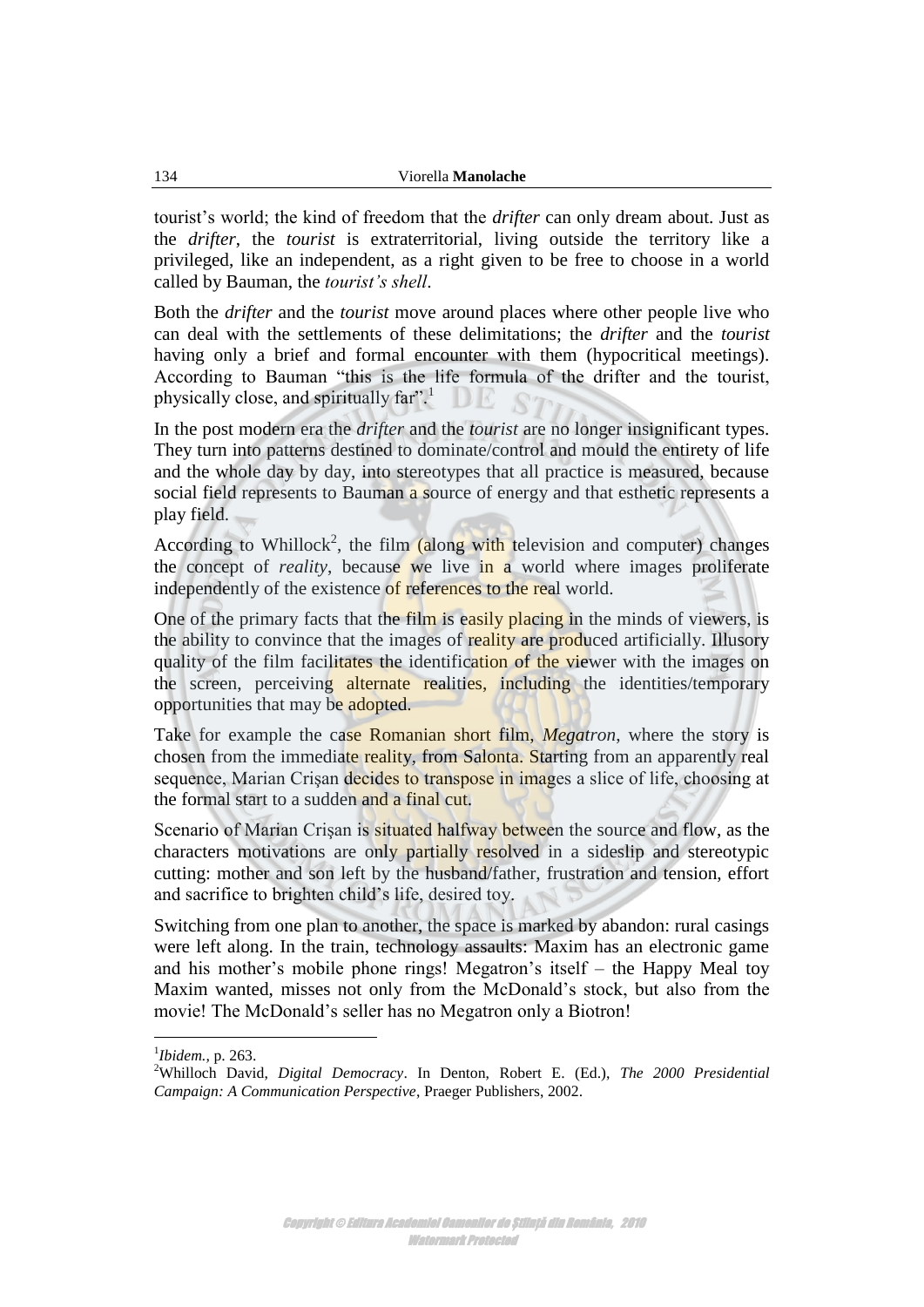tourist's world; the kind of freedom that the *drifter* can only dream about. Just as the *drifter*, the *tourist* is extraterritorial, living outside the territory like a privileged, like an independent, as a right given to be free to choose in a world called by Bauman, the *tourist's shell*.

Both the *drifter* and the *tourist* move around places where other people live who can deal with the settlements of these delimitations; the *drifter* and the *tourist* having only a brief and formal encounter with them (hypocritical meetings). According to Bauman "this is the life formula of the drifter and the tourist, physically close, and spiritually far".[1]

In the post modern era the *drifter* and the *tourist* are no longer insignificant types. They turn into patterns destined to dominate/control and mould the entirety of life and the whole day by day, into stereotypes that all practice is measured, because social field represents to Bauman a source of energy and that esthetic represents a play field.

According to Whillock[2], the film (along with television and computer) changes the concept of *reality*, because we live in a world where images proliferate independently of the existence of references to the real world.

One of the primary facts that the film is easily placing in the minds of viewers, is the ability to convince that the images of reality are produced artificially. Illusory quality of the film facilitates the identification of the viewer with the images on the screen, perceiving alternate realities, including the identities/temporary opportunities that may be adopted.

Take for example the case Romanian short film, *Megatron*, where the story is chosen from the immediate reality, from Salonta. Starting from an apparently real sequence, Marian Crişan decides to transpose in images a slice of life, choosing at the formal start to a sudden and a final cut.

Scenario of Marian Crişan is situated halfway between the source and flow, as the characters motivations are only partially resolved in a sideslip and stereotypic cutting: mother and son left by the husband/father, frustration and tension, effort and sacrifice to brighten child's life, desired toy.

Switching from one plan to another, the space is marked by abandon: rural casings were left along. In the train, technology assaults: Maxim has an electronic game and his mother's mobile phone rings! Megatron's itself – the Happy Meal toy Maxim wanted, misses not only from the McDonald's stock, but also from the movie! The McDonald's seller has no Megatron only a Biotron!

---

[1] *Ibidem.*, p. 263.

[2] Whilloch David, *Digital Democracy*. In Denton, Robert E. (Ed.), *The 2000 Presidential Campaign: A Communication Perspective*, Praeger Publishers, 2002.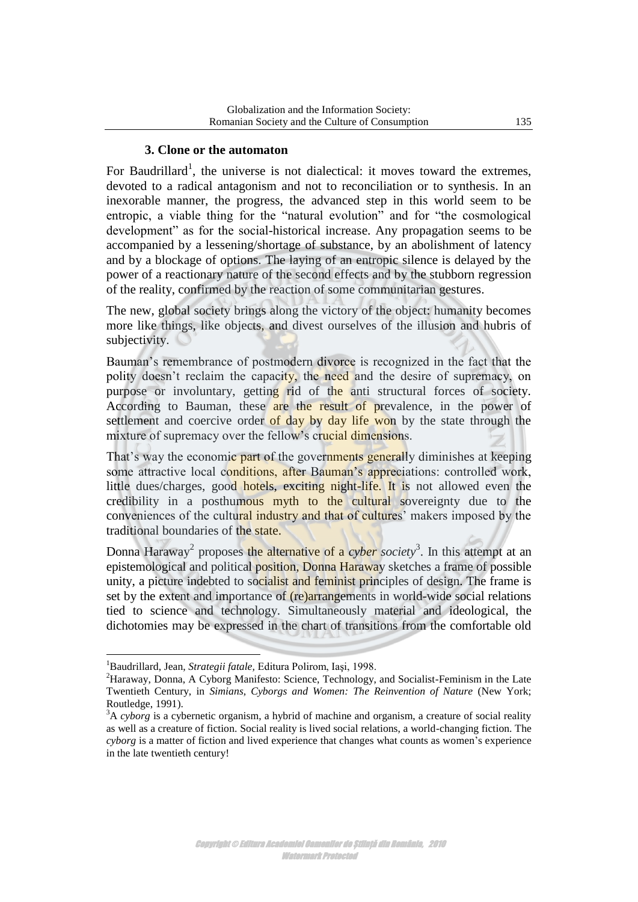### 3. Clone or the automaton

For Baudrillard[1], the universe is not dialectical: it moves toward the extremes, devoted to a radical antagonism and not to reconciliation or to synthesis. In an inexorable manner, the progress, the advanced step in this world seem to be entropic, a viable thing for the "natural evolution" and for "the cosmological development" as for the social-historical increase. Any propagation seems to be accompanied by a lessening/shortage of substance, by an abolishment of latency and by a blockage of options. The laying of an entropic silence is delayed by the power of a reactionary nature of the second effects and by the stubborn regression of the reality, confirmed by the reaction of some communitarian gestures.

The new, global society brings along the victory of the object: humanity becomes more like things, like objects, and divest ourselves of the illusion and hubris of subjectivity.

Bauman's remembrance of postmodern divorce is recognized in the fact that the polity doesn't reclaim the capacity, the need and the desire of supremacy, on purpose or involuntary, getting rid of the anti structural forces of society. According to Bauman, these are the result of prevalence, in the power of settlement and coercive order of day by day life won by the state through the mixture of supremacy over the fellow's crucial dimensions.

That's way the economic part of the governments generally diminishes at keeping some attractive local conditions, after Bauman's appreciations: controlled work, little dues/charges, good hotels, exciting night-life. It is not allowed even the credibility in a posthumous myth to the cultural sovereignty due to the conveniences of the cultural industry and that of cultures' makers imposed by the traditional boundaries of the state.

Donna Haraway[2] proposes the alternative of a *cyber society*[3]. In this attempt at an epistemological and political position, Donna Haraway sketches a frame of possible unity, a picture indebted to socialist and feminist principles of design. The frame is set by the extent and importance of (re)arrangements in world-wide social relations tied to science and technology. Simultaneously material and ideological, the dichotomies may be expressed in the chart of transitions from the comfortable old

---

[1]Baudrillard, Jean, *Strategii fatale*, Editura Polirom, Iași, 1998.

[2]Haraway, Donna, A Cyborg Manifesto: Science, Technology, and Socialist-Feminism in the Late Twentieth Century, in *Simians, Cyborgs and Women: The Reinvention of Nature* (New York; Routledge, 1991).

[3]A *cyborg* is a cybernetic organism, a hybrid of machine and organism, a creature of social reality as well as a creature of fiction. Social reality is lived social relations, a world-changing fiction. The *cyborg* is a matter of fiction and lived experience that changes what counts as women's experience in the late twentieth century!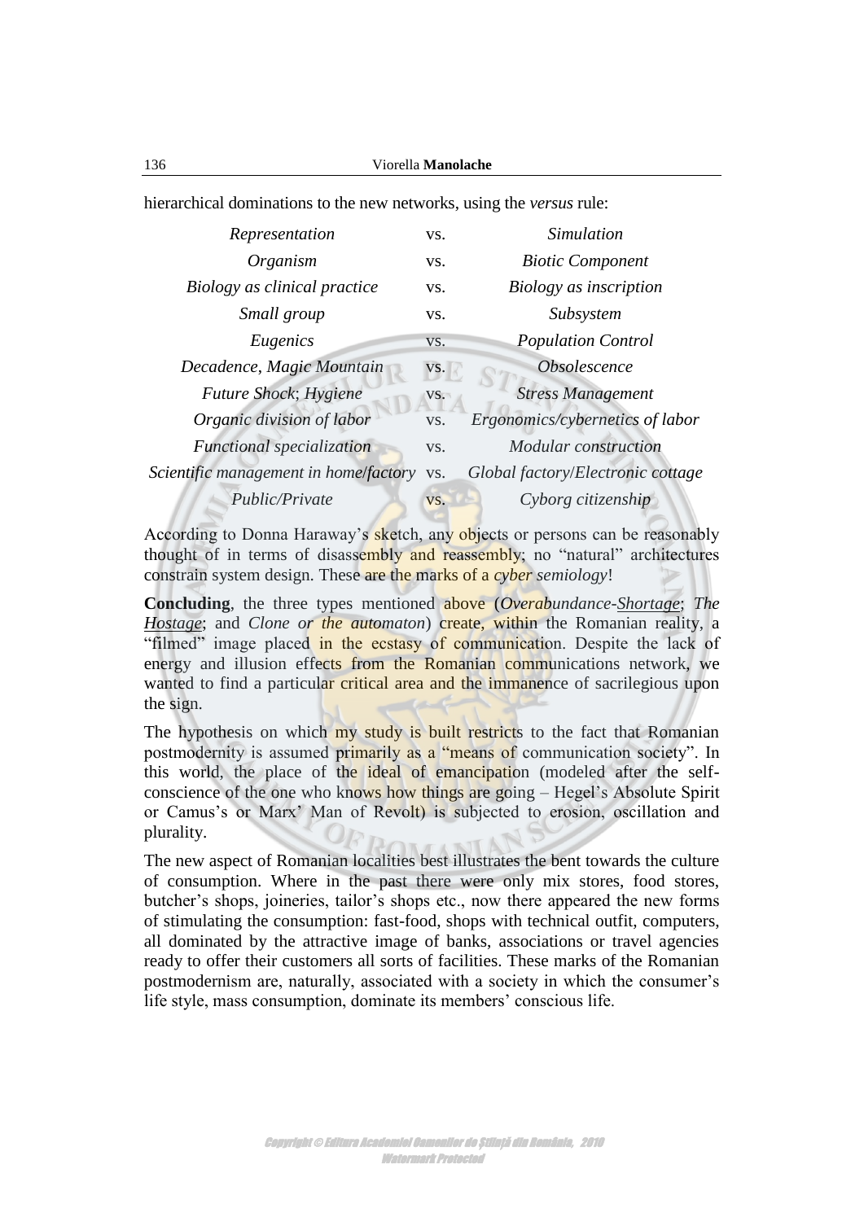hierarchical dominations to the new networks, using the *versus* rule:

| | | |
|---|---|---|
| *Representation* | vs. | *Simulation* |
| *Organism* | vs. | *Biotic Component* |
| *Biology as clinical practice* | vs. | *Biology as inscription* |
| *Small group* | vs. | *Subsystem* |
| *Eugenics* | vs. | *Population Control* |
| *Decadence, Magic Mountain* | vs. | *Obsolescence* |
| *Future Shock; Hygiene* | vs. | *Stress Management* |
| *Organic division of labor* | vs. | *Ergonomics/cybernetics of labor* |
| *Functional specialization* | vs. | *Modular construction* |
| *Scientific management in home/factory* | vs. | *Global factory/Electronic cottage* |
| *Public/Private* | vs. | *Cyborg citizenship* |

According to Donna Haraway's sketch, any objects or persons can be reasonably thought of in terms of disassembly and reassembly; no "natural" architectures constrain system design. These are the marks of a *cyber semiology*!

**Concluding**, the three types mentioned above (*Overabundance-Shortage*; *The Hostage*; and *Clone or the automaton*) create, within the Romanian reality, a "filmed" image placed in the ecstasy of communication. Despite the lack of energy and illusion effects from the Romanian communications network, we wanted to find a particular critical area and the immanence of sacrilegious upon the sign.

The hypothesis on which my study is built restricts to the fact that Romanian postmodernity is assumed primarily as a "means of communication society". In this world, the place of the ideal of emancipation (modeled after the self-conscience of the one who knows how things are going – Hegel's Absolute Spirit or Camus's or Marx' Man of Revolt) is subjected to erosion, oscillation and plurality.

The new aspect of Romanian localities best illustrates the bent towards the culture of consumption. Where in the past there were only mix stores, food stores, butcher's shops, joineries, tailor's shops etc., now there appeared the new forms of stimulating the consumption: fast-food, shops with technical outfit, computers, all dominated by the attractive image of banks, associations or travel agencies ready to offer their customers all sorts of facilities. These marks of the Romanian postmodernism are, naturally, associated with a society in which the consumer's life style, mass consumption, dominate its members' conscious life.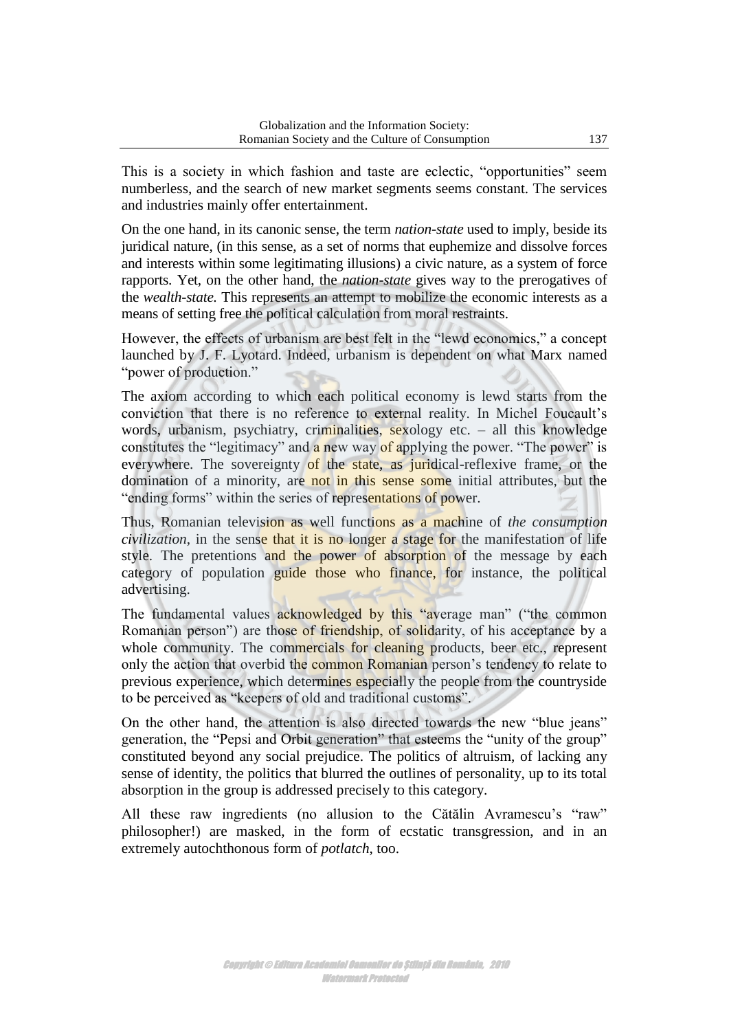This is a society in which fashion and taste are eclectic, "opportunities" seem numberless, and the search of new market segments seems constant. The services and industries mainly offer entertainment.

On the one hand, in its canonic sense, the term *nation-state* used to imply, beside its juridical nature, (in this sense, as a set of norms that euphemize and dissolve forces and interests within some legitimating illusions) a civic nature, as a system of force rapports. Yet, on the other hand, the *nation-state* gives way to the prerogatives of the *wealth-state.* This represents an attempt to mobilize the economic interests as a means of setting free the political calculation from moral restraints.

However, the effects of urbanism are best felt in the "lewd economics," a concept launched by J. F. Lyotard. Indeed, urbanism is dependent on what Marx named "power of production."

The axiom according to which each political economy is lewd starts from the conviction that there is no reference to external reality. In Michel Foucault's words, urbanism, psychiatry, criminalities, sexology etc. – all this knowledge constitutes the "legitimacy" and a new way of applying the power. "The power" is everywhere. The sovereignty of the state, as juridical-reflexive frame, or the domination of a minority, are not in this sense some initial attributes, but the "ending forms" within the series of representations of power.

Thus, Romanian television as well functions as a machine of *the consumption civilization*, in the sense that it is no longer a stage for the manifestation of life style. The pretentions and the power of absorption of the message by each category of population guide those who finance, for instance, the political advertising.

The fundamental values acknowledged by this "average man" ("the common Romanian person") are those of friendship, of solidarity, of his acceptance by a whole community. The commercials for cleaning products, beer etc., represent only the action that overbid the common Romanian person's tendency to relate to previous experience, which determines especially the people from the countryside to be perceived as "keepers of old and traditional customs".

On the other hand, the attention is also directed towards the new "blue jeans" generation, the "Pepsi and Orbit generation" that esteems the "unity of the group" constituted beyond any social prejudice. The politics of altruism, of lacking any sense of identity, the politics that blurred the outlines of personality, up to its total absorption in the group is addressed precisely to this category.

All these raw ingredients (no allusion to the Cătălin Avramescu's "raw" philosopher!) are masked, in the form of ecstatic transgression, and in an extremely autochthonous form of *potlatch*, too.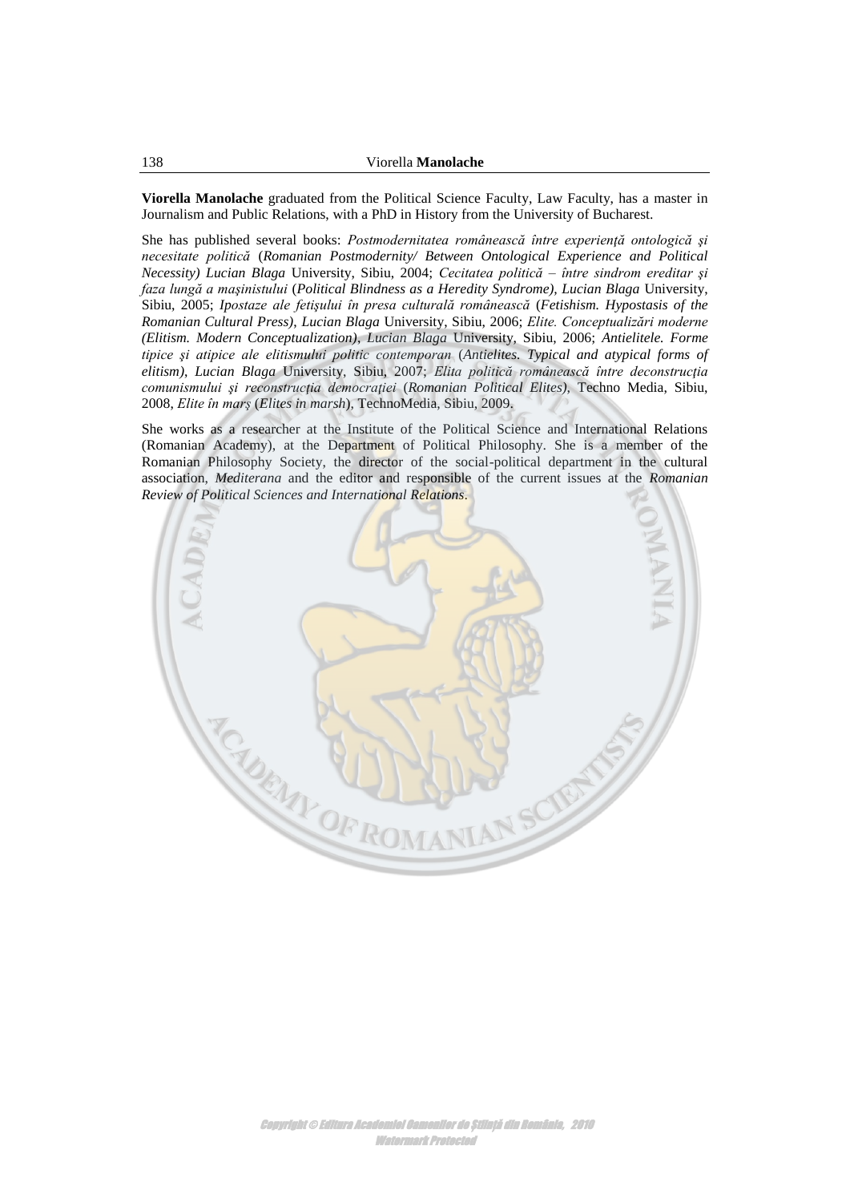**Viorella Manolache** graduated from the Political Science Faculty, Law Faculty, has a master in Journalism and Public Relations, with a PhD in History from the University of Bucharest.

She has published several books: *Postmodernitatea românească între experienţă ontologică şi necesitate politică* (*Romanian Postmodernity/ Between Ontological Experience and Political Necessity) Lucian Blaga* University, Sibiu, 2004; *Cecitatea politică – între sindrom ereditar şi faza lungă a maşinistului* (*Political Blindness as a Heredity Syndrome), Lucian Blaga* University, Sibiu, 2005; *Ipostaze ale fetişului în presa culturală românească* (*Fetishism. Hypostasis of the Romanian Cultural Press)*, *Lucian Blaga* University, Sibiu, 2006; *Elite. Conceptualizări moderne (Elitism. Modern Conceptualization)*, *Lucian Blaga* University, Sibiu, 2006; *Antielitele. Forme tipice şi atipice ale elitismului politic contemporan* (*Antielites. Typical and atypical forms of elitism)*, *Lucian Blaga* University, Sibiu, 2007; *Elita politică românească între deconstrucţia comunismului şi reconstrucţia democraţiei* (*Romanian Political Elites)*, Techno Media, Sibiu, 2008, *Elite în marş* (*Elites in marsh*), TechnoMedia, Sibiu, 2009.

She works as a researcher at the Institute of the Political Science and International Relations (Romanian Academy), at the Department of Political Philosophy. She is a member of the Romanian Philosophy Society, the director of the social-political department in the cultural association, *Mediterana* and the editor and responsible of the current issues at the *Romanian Review of Political Sciences and International Relations*.